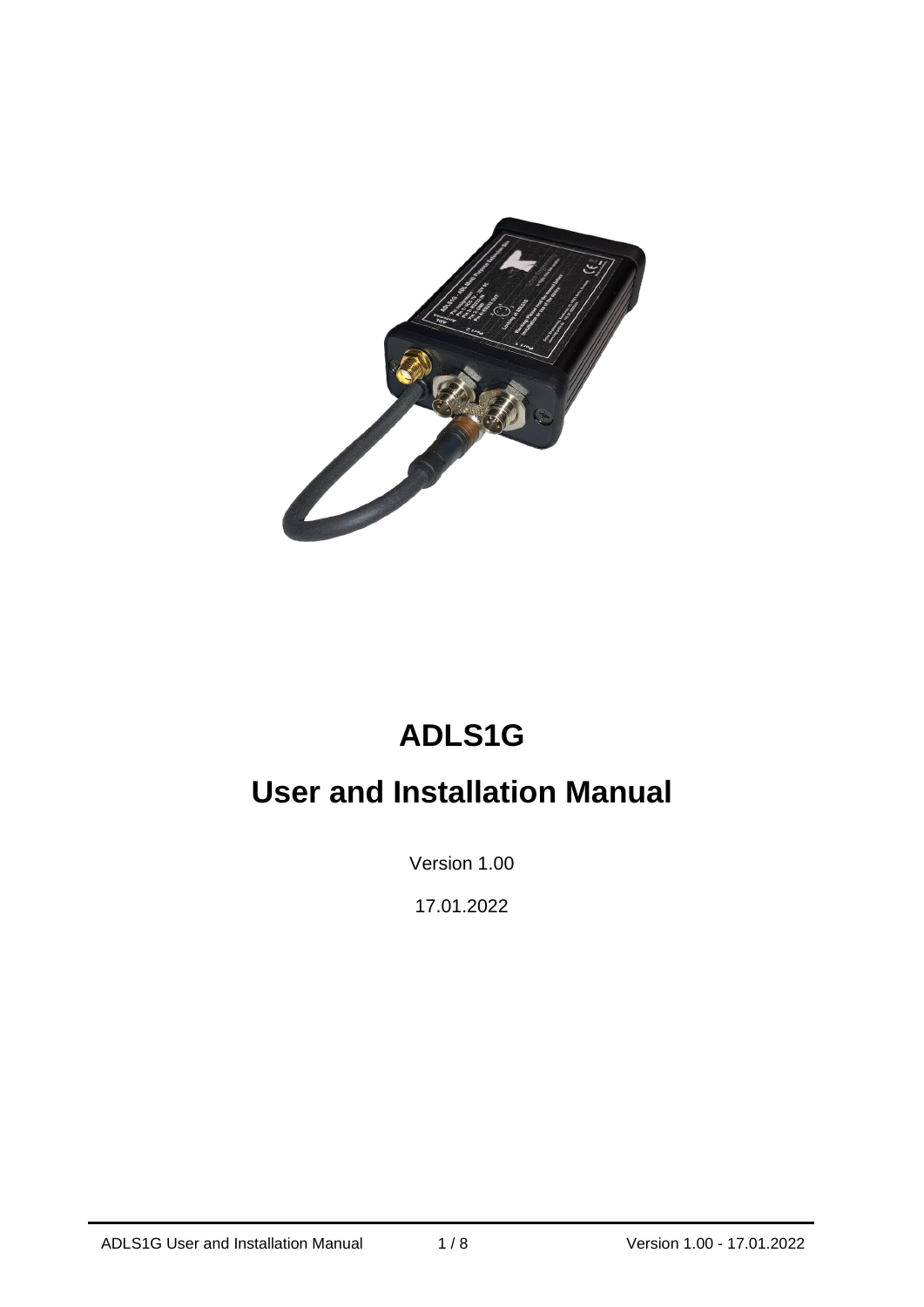# ADLS1G

# User and Installation Manual

Version 1.00

17.01.2022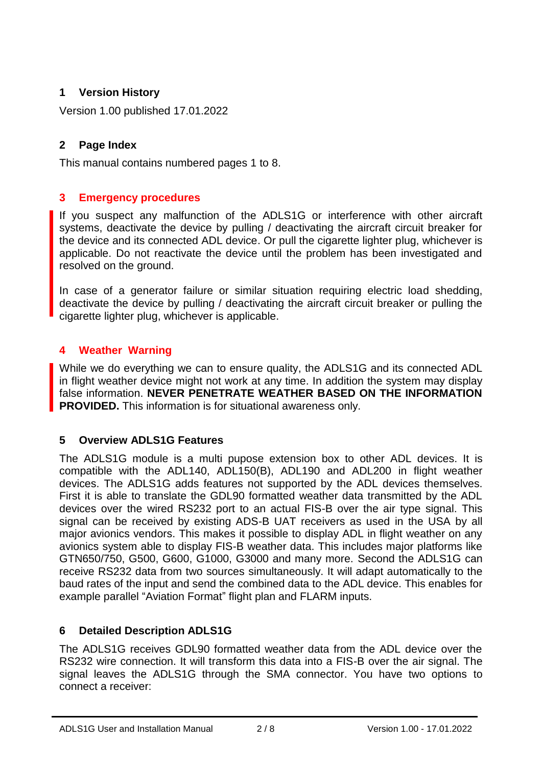## 1 Version History

Version 1.00 published 17.01.2022

## 2 Page Index

This manual contains numbered pages 1 to 8.

## 3 Emergency procedures

If you suspect any malfunction of the ADLS1G or interference with other aircraft systems, deactivate the device by pulling / deactivating the aircraft circuit breaker for the device and its connected ADL device. Or pull the cigarette lighter plug, whichever is applicable. Do not reactivate the device until the problem has been investigated and resolved on the ground.

In case of a generator failure or similar situation requiring electric load shedding, deactivate the device by pulling / deactivating the aircraft circuit breaker or pulling the cigarette lighter plug, whichever is applicable.

## 4 Weather Warning

While we do everything we can to ensure quality, the ADLS1G and its connected ADL in flight weather device might not work at any time. In addition the system may display false information. **NEVER PENETRATE WEATHER BASED ON THE INFORMATION PROVIDED.** This information is for situational awareness only.

## 5 Overview ADLS1G Features

The ADLS1G module is a multi pupose extension box to other ADL devices. It is compatible with the ADL140, ADL150(B), ADL190 and ADL200 in flight weather devices. The ADLS1G adds features not supported by the ADL devices themselves. First it is able to translate the GDL90 formatted weather data transmitted by the ADL devices over the wired RS232 port to an actual FIS-B over the air type signal. This signal can be received by existing ADS-B UAT receivers as used in the USA by all major avionics vendors. This makes it possible to display ADL in flight weather on any avionics system able to display FIS-B weather data. This includes major platforms like GTN650/750, G500, G600, G1000, G3000 and many more. Second the ADLS1G can receive RS232 data from two sources simultaneously. It will adapt automatically to the baud rates of the input and send the combined data to the ADL device. This enables for example parallel "Aviation Format" flight plan and FLARM inputs.

## 6 Detailed Description ADLS1G

The ADLS1G receives GDL90 formatted weather data from the ADL device over the RS232 wire connection. It will transform this data into a FIS-B over the air signal. The signal leaves the ADLS1G through the SMA connector. You have two options to connect a receiver: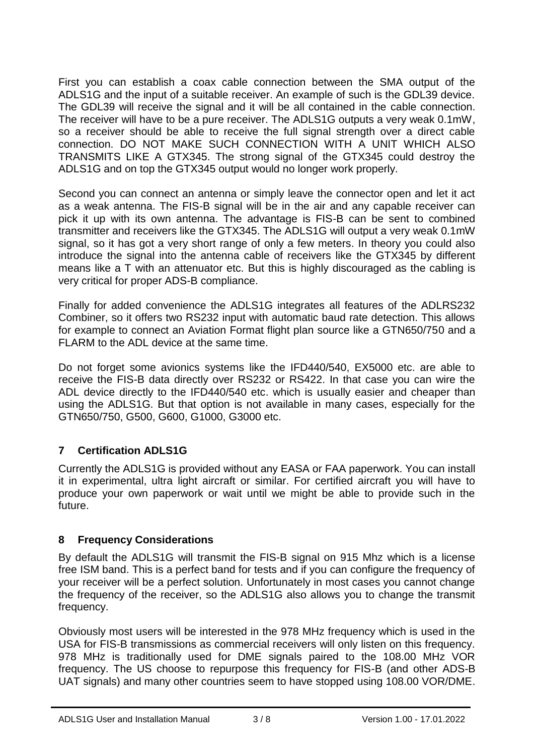First you can establish a coax cable connection between the SMA output of the ADLS1G and the input of a suitable receiver. An example of such is the GDL39 device. The GDL39 will receive the signal and it will be all contained in the cable connection. The receiver will have to be a pure receiver. The ADLS1G outputs a very weak 0.1mW, so a receiver should be able to receive the full signal strength over a direct cable connection. DO NOT MAKE SUCH CONNECTION WITH A UNIT WHICH ALSO TRANSMITS LIKE A GTX345. The strong signal of the GTX345 could destroy the ADLS1G and on top the GTX345 output would no longer work properly.

Second you can connect an antenna or simply leave the connector open and let it act as a weak antenna. The FIS-B signal will be in the air and any capable receiver can pick it up with its own antenna. The advantage is FIS-B can be sent to combined transmitter and receivers like the GTX345. The ADLS1G will output a very weak 0.1mW signal, so it has got a very short range of only a few meters. In theory you could also introduce the signal into the antenna cable of receivers like the GTX345 by different means like a T with an attenuator etc. But this is highly discouraged as the cabling is very critical for proper ADS-B compliance.

Finally for added convenience the ADLS1G integrates all features of the ADLRS232 Combiner, so it offers two RS232 input with automatic baud rate detection. This allows for example to connect an Aviation Format flight plan source like a GTN650/750 and a FLARM to the ADL device at the same time.

Do not forget some avionics systems like the IFD440/540, EX5000 etc. are able to receive the FIS-B data directly over RS232 or RS422. In that case you can wire the ADL device directly to the IFD440/540 etc. which is usually easier and cheaper than using the ADLS1G. But that option is not available in many cases, especially for the GTN650/750, G500, G600, G1000, G3000 etc.

## 7 Certification ADLS1G

Currently the ADLS1G is provided without any EASA or FAA paperwork. You can install it in experimental, ultra light aircraft or similar. For certified aircraft you will have to produce your own paperwork or wait until we might be able to provide such in the future.

## 8 Frequency Considerations

By default the ADLS1G will transmit the FIS-B signal on 915 Mhz which is a license free ISM band. This is a perfect band for tests and if you can configure the frequency of your receiver will be a perfect solution. Unfortunately in most cases you cannot change the frequency of the receiver, so the ADLS1G also allows you to change the transmit frequency.

Obviously most users will be interested in the 978 MHz frequency which is used in the USA for FIS-B transmissions as commercial receivers will only listen on this frequency. 978 MHz is traditionally used for DME signals paired to the 108.00 MHz VOR frequency. The US choose to repurpose this frequency for FIS-B (and other ADS-B UAT signals) and many other countries seem to have stopped using 108.00 VOR/DME.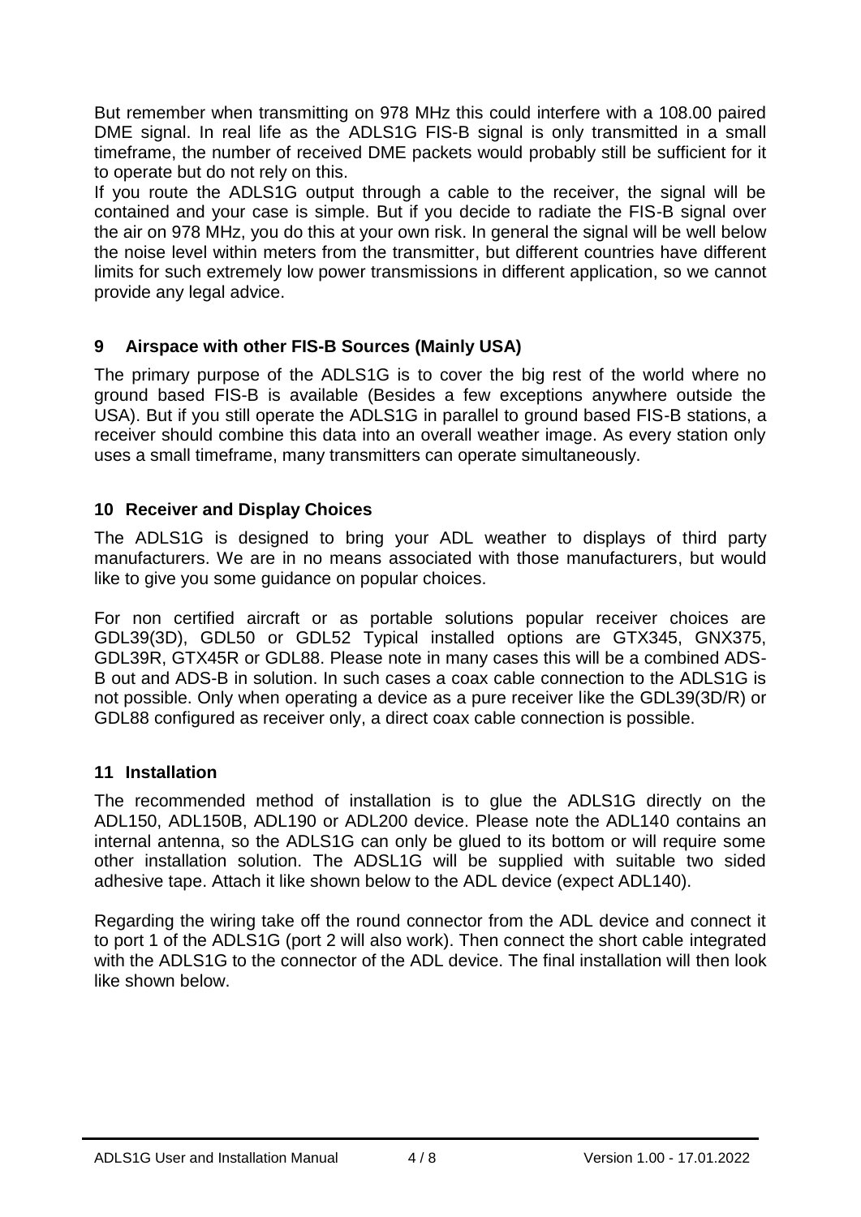But remember when transmitting on 978 MHz this could interfere with a 108.00 paired DME signal. In real life as the ADLS1G FIS-B signal is only transmitted in a small timeframe, the number of received DME packets would probably still be sufficient for it to operate but do not rely on this.

If you route the ADLS1G output through a cable to the receiver, the signal will be contained and your case is simple. But if you decide to radiate the FIS-B signal over the air on 978 MHz, you do this at your own risk. In general the signal will be well below the noise level within meters from the transmitter, but different countries have different limits for such extremely low power transmissions in different application, so we cannot provide any legal advice.

## 9 Airspace with other FIS-B Sources (Mainly USA)

The primary purpose of the ADLS1G is to cover the big rest of the world where no ground based FIS-B is available (Besides a few exceptions anywhere outside the USA). But if you still operate the ADLS1G in parallel to ground based FIS-B stations, a receiver should combine this data into an overall weather image. As every station only uses a small timeframe, many transmitters can operate simultaneously.

## 10 Receiver and Display Choices

The ADLS1G is designed to bring your ADL weather to displays of third party manufacturers. We are in no means associated with those manufacturers, but would like to give you some guidance on popular choices.

For non certified aircraft or as portable solutions popular receiver choices are GDL39(3D), GDL50 or GDL52 Typical installed options are GTX345, GNX375, GDL39R, GTX45R or GDL88. Please note in many cases this will be a combined ADS-B out and ADS-B in solution. In such cases a coax cable connection to the ADLS1G is not possible. Only when operating a device as a pure receiver like the GDL39(3D/R) or GDL88 configured as receiver only, a direct coax cable connection is possible.

## 11 Installation

The recommended method of installation is to glue the ADLS1G directly on the ADL150, ADL150B, ADL190 or ADL200 device. Please note the ADL140 contains an internal antenna, so the ADLS1G can only be glued to its bottom or will require some other installation solution. The ADSL1G will be supplied with suitable two sided adhesive tape. Attach it like shown below to the ADL device (expect ADL140).

Regarding the wiring take off the round connector from the ADL device and connect it to port 1 of the ADLS1G (port 2 will also work). Then connect the short cable integrated with the ADLS1G to the connector of the ADL device. The final installation will then look like shown below.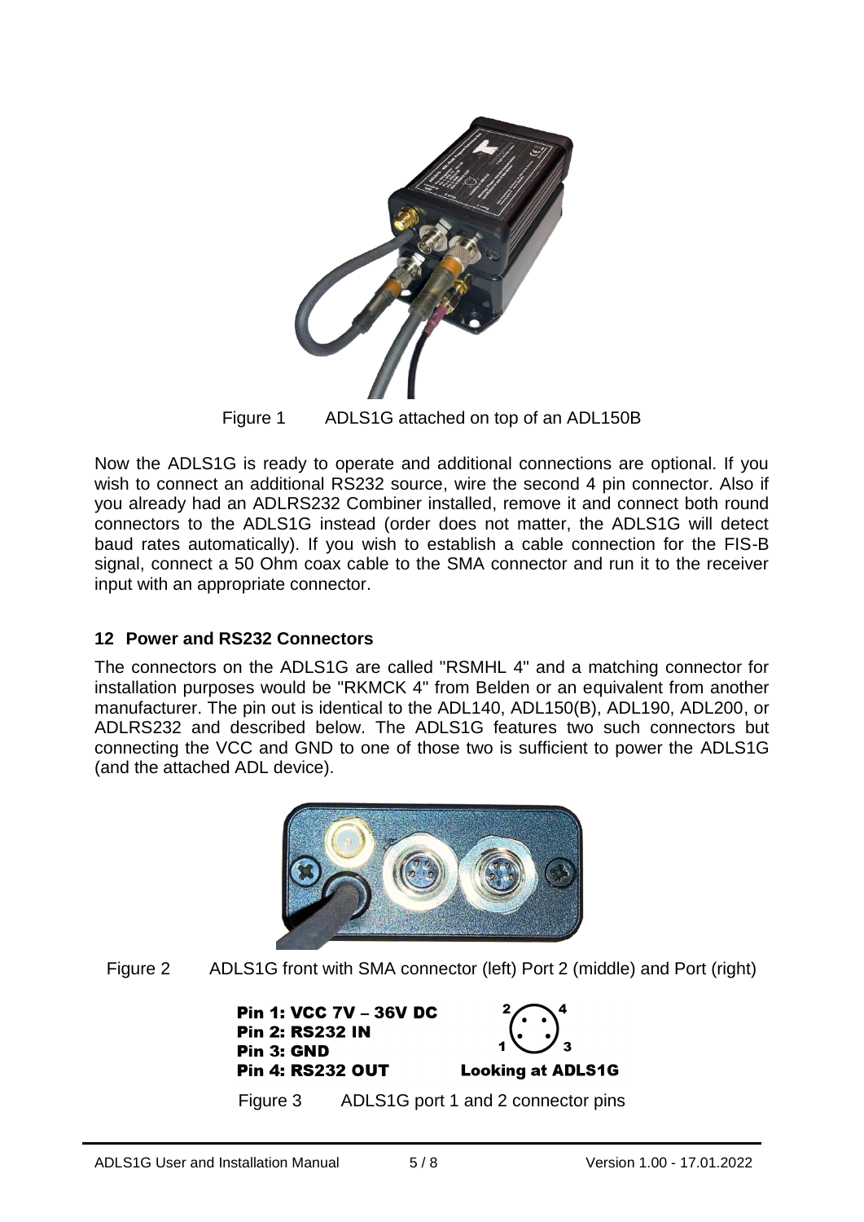Figure 1 ADLS1G attached on top of an ADL150B

Now the ADLS1G is ready to operate and additional connections are optional. If you wish to connect an additional RS232 source, wire the second 4 pin connector. Also if you already had an ADLRS232 Combiner installed, remove it and connect both round connectors to the ADLS1G instead (order does not matter, the ADLS1G will detect baud rates automatically). If you wish to establish a cable connection for the FIS-B signal, connect a 50 Ohm coax cable to the SMA connector and run it to the receiver input with an appropriate connector.

## 12 Power and RS232 Connectors

The connectors on the ADLS1G are called "RSMHL 4" and a matching connector for installation purposes would be "RKMCK 4" from Belden or an equivalent from another manufacturer. The pin out is identical to the ADL140, ADL150(B), ADL190, ADL200, or ADLRS232 and described below. The ADLS1G features two such connectors but connecting the VCC and GND to one of those two is sufficient to power the ADLS1G (and the attached ADL device).

Figure 2 ADLS1G front with SMA connector (left) Port 2 (middle) and Port (right)

**Pin 1: VCC 7V – 36V DC**
**Pin 2: RS232 IN**
**Pin 3: GND**
**Pin 4: RS232 OUT**

2 4
1 3
**Looking at ADLS1G**

Figure 3 ADLS1G port 1 and 2 connector pins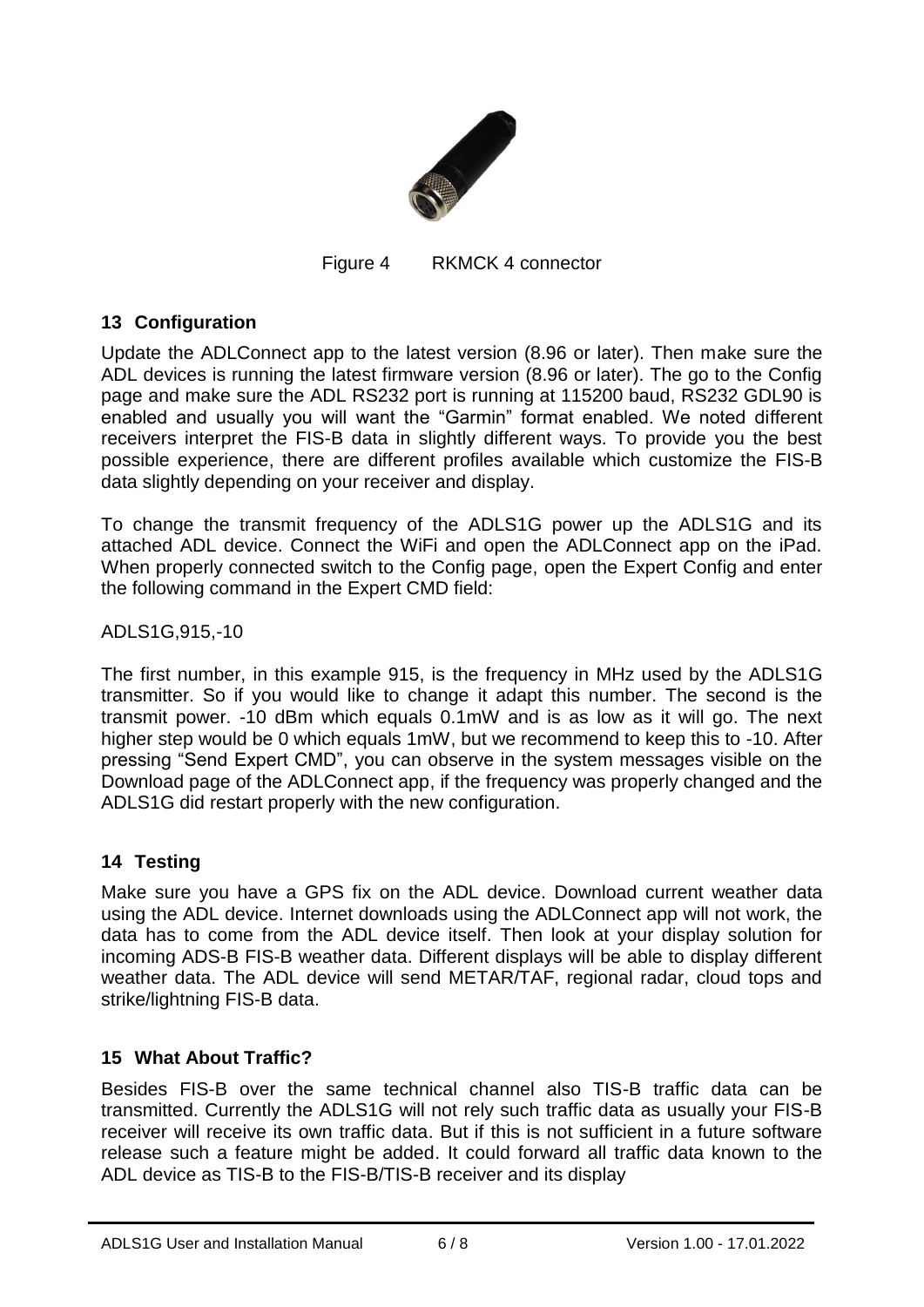Figure 4 RKMCK 4 connector

## 13 Configuration

Update the ADLConnect app to the latest version (8.96 or later). Then make sure the ADL devices is running the latest firmware version (8.96 or later). The go to the Config page and make sure the ADL RS232 port is running at 115200 baud, RS232 GDL90 is enabled and usually you will want the “Garmin” format enabled. We noted different receivers interpret the FIS-B data in slightly different ways. To provide you the best possible experience, there are different profiles available which customize the FIS-B data slightly depending on your receiver and display.

To change the transmit frequency of the ADLS1G power up the ADLS1G and its attached ADL device. Connect the WiFi and open the ADLConnect app on the iPad. When properly connected switch to the Config page, open the Expert Config and enter the following command in the Expert CMD field:

ADLS1G,915,-10

The first number, in this example 915, is the frequency in MHz used by the ADLS1G transmitter. So if you would like to change it adapt this number. The second is the transmit power. -10 dBm which equals 0.1mW and is as low as it will go. The next higher step would be 0 which equals 1mW, but we recommend to keep this to -10. After pressing “Send Expert CMD”, you can observe in the system messages visible on the Download page of the ADLConnect app, if the frequency was properly changed and the ADLS1G did restart properly with the new configuration.

## 14 Testing

Make sure you have a GPS fix on the ADL device. Download current weather data using the ADL device. Internet downloads using the ADLConnect app will not work, the data has to come from the ADL device itself. Then look at your display solution for incoming ADS-B FIS-B weather data. Different displays will be able to display different weather data. The ADL device will send METAR/TAF, regional radar, cloud tops and strike/lightning FIS-B data.

## 15 What About Traffic?

Besides FIS-B over the same technical channel also TIS-B traffic data can be transmitted. Currently the ADLS1G will not rely such traffic data as usually your FIS-B receiver will receive its own traffic data. But if this is not sufficient in a future software release such a feature might be added. It could forward all traffic data known to the ADL device as TIS-B to the FIS-B/TIS-B receiver and its display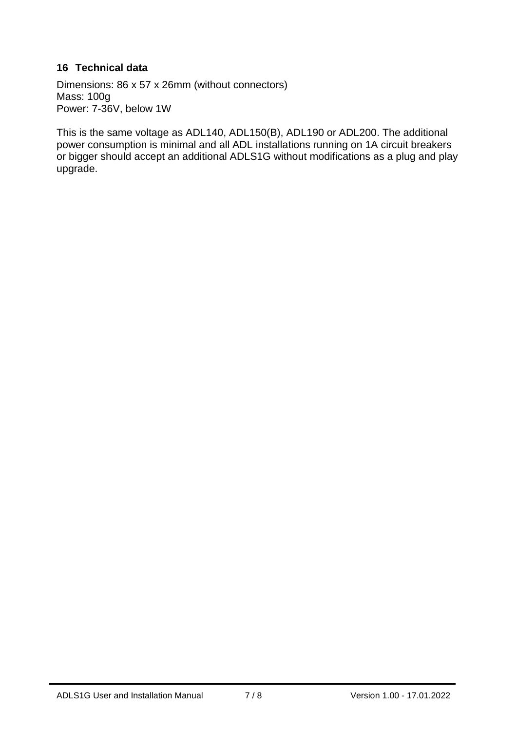## 16 Technical data

Dimensions: 86 x 57 x 26mm (without connectors)
Mass: 100g
Power: 7-36V, below 1W

This is the same voltage as ADL140, ADL150(B), ADL190 or ADL200. The additional power consumption is minimal and all ADL installations running on 1A circuit breakers or bigger should accept an additional ADLS1G without modifications as a plug and play upgrade.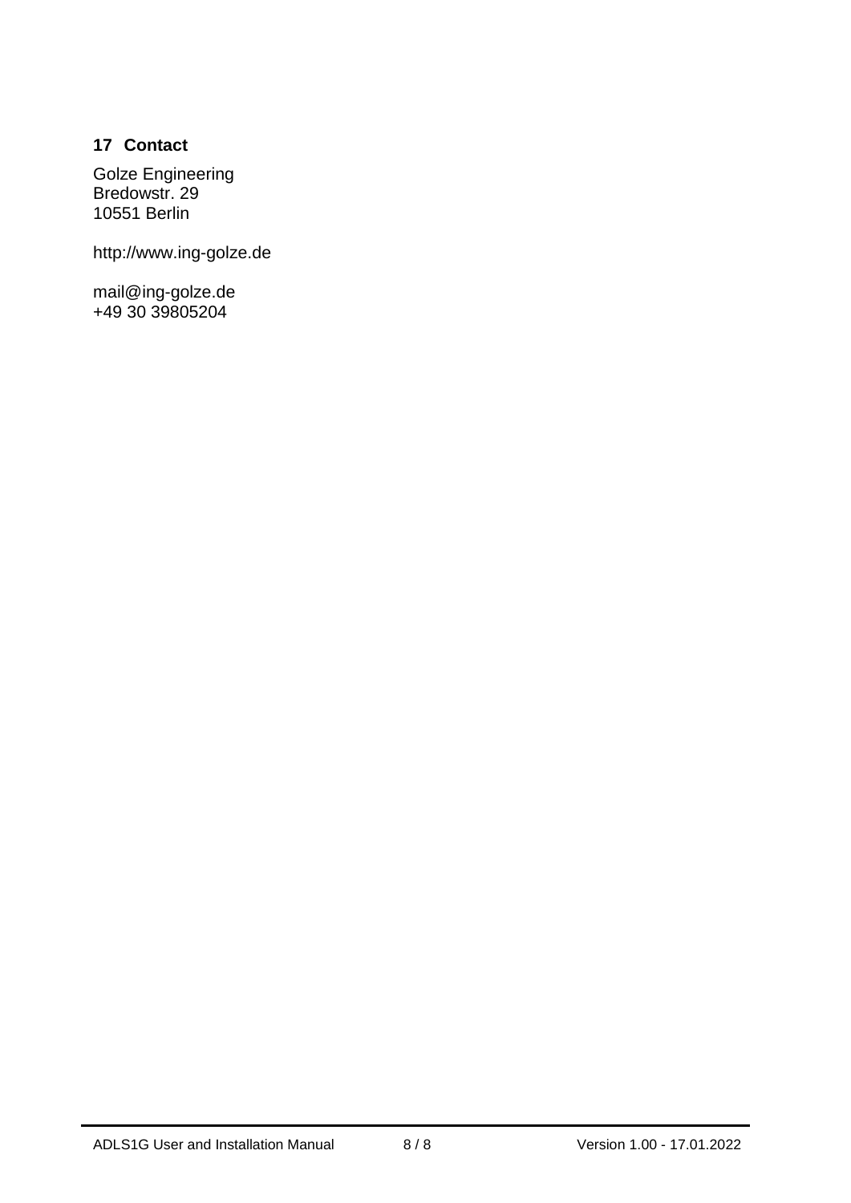## 17 Contact

Golze Engineering
Bredowstr. 29
10551 Berlin

http://www.ing-golze.de

mail@ing-golze.de
+49 30 39805204